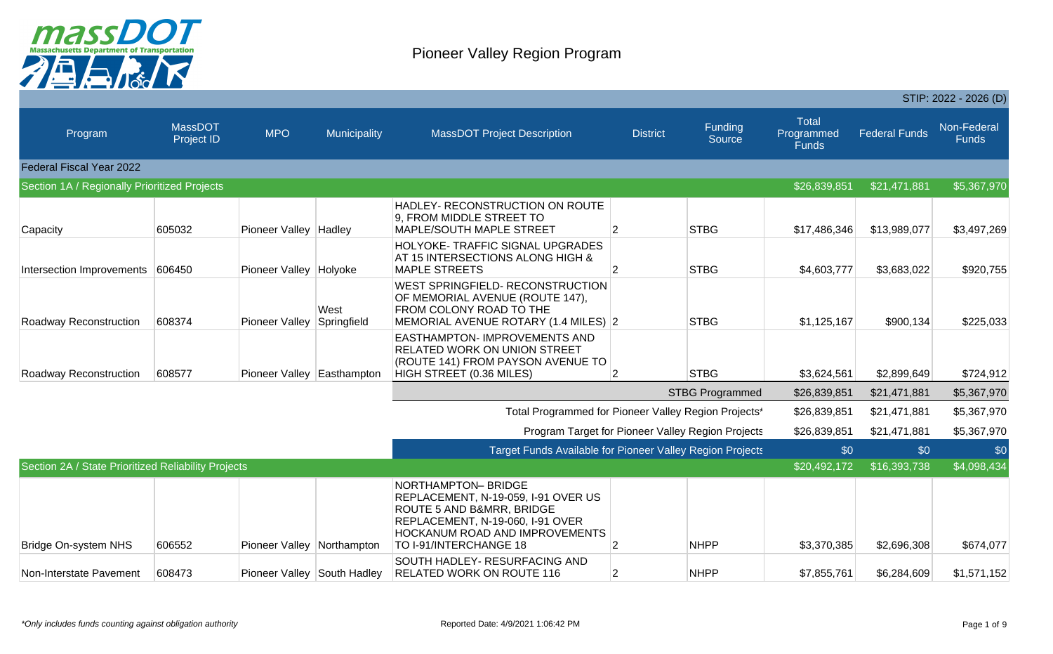# Pioneer Valley Region Program

STIP: 2022 - 2026 (D)

| Program | MassDOT Project ID | MPO | Municipality | MassDOT Project Description | District | Funding Source | Total Programmed Funds | Federal Funds | Non-Federal Funds |
|---|---|---|---|---|---|---|---|---|---|
| **Federal Fiscal Year 2022** | | | | | | | | | |
| **Section 1A / Regionally Prioritized Projects** | | | | | | | $26,839,851 | $21,471,881 | $5,367,970 |
| Capacity | 605032 | Pioneer Valley | Hadley | HADLEY- RECONSTRUCTION ON ROUTE 9, FROM MIDDLE STREET TO MAPLE/SOUTH MAPLE STREET | 2 | STBG | $17,486,346 | $13,989,077 | $3,497,269 |
| Intersection Improvements | 606450 | Pioneer Valley | Holyoke | HOLYOKE- TRAFFIC SIGNAL UPGRADES AT 15 INTERSECTIONS ALONG HIGH & MAPLE STREETS | 2 | STBG | $4,603,777 | $3,683,022 | $920,755 |
| Roadway Reconstruction | 608374 | Pioneer Valley | West Springfield | WEST SPRINGFIELD- RECONSTRUCTION OF MEMORIAL AVENUE (ROUTE 147), FROM COLONY ROAD TO THE MEMORIAL AVENUE ROTARY (1.4 MILES) | 2 | STBG | $1,125,167 | $900,134 | $225,033 |
| Roadway Reconstruction | 608577 | Pioneer Valley | Easthampton | EASTHAMPTON- IMPROVEMENTS AND RELATED WORK ON UNION STREET (ROUTE 141) FROM PAYSON AVENUE TO HIGH STREET (0.36 MILES) | 2 | STBG | $3,624,561 | $2,899,649 | $724,912 |
| | | | | | | STBG Programmed | $26,839,851 | $21,471,881 | $5,367,970 |
| | | | | Total Programmed for Pioneer Valley Region Projects* | | | $26,839,851 | $21,471,881 | $5,367,970 |
| | | | | Program Target for Pioneer Valley Region Projects | | | $26,839,851 | $21,471,881 | $5,367,970 |
| | | | | Target Funds Available for Pioneer Valley Region Projects | | | $0 | $0 | $0 |
| **Section 2A / State Prioritized Reliability Projects** | | | | | | | $20,492,172 | $16,393,738 | $4,098,434 |
| Bridge On-system NHS | 606552 | Pioneer Valley | Northampton | NORTHAMPTON– BRIDGE REPLACEMENT, N-19-059, I-91 OVER US ROUTE 5 AND B&MRR, BRIDGE REPLACEMENT, N-19-060, I-91 OVER HOCKANUM ROAD AND IMPROVEMENTS TO I-91/INTERCHANGE 18 | 2 | NHPP | $3,370,385 | $2,696,308 | $674,077 |
| Non-Interstate Pavement | 608473 | Pioneer Valley | South Hadley | SOUTH HADLEY- RESURFACING AND RELATED WORK ON ROUTE 116 | 2 | NHPP | $7,855,761 | $6,284,609 | $1,571,152 |

*Only includes funds counting against obligation authority*

Reported Date: 4/9/2021 1:06:42 PM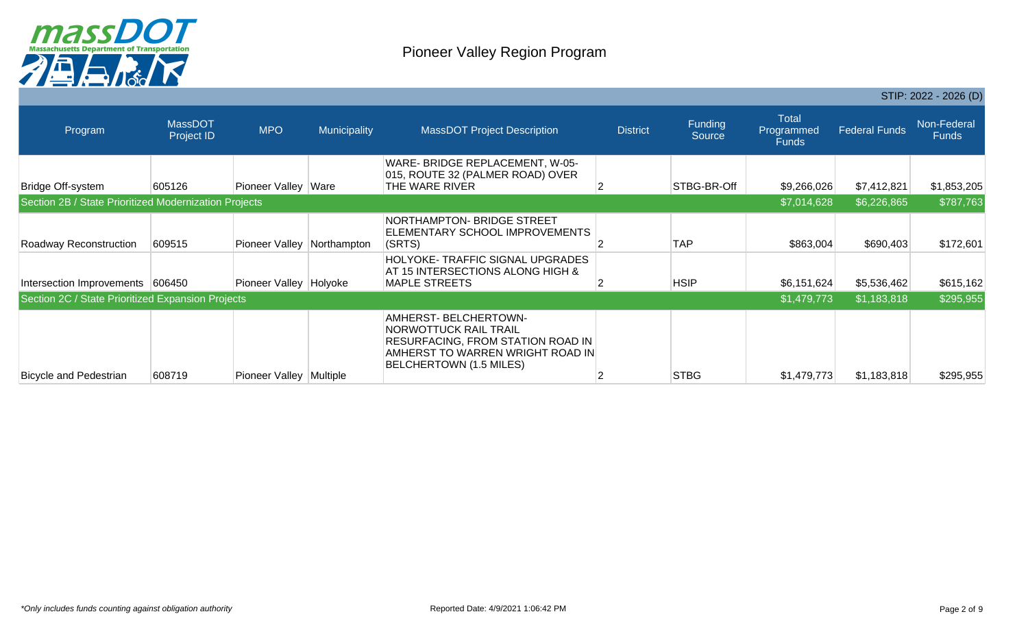# Pioneer Valley Region Program

STIP: 2022 - 2026 (D)

| Program | MassDOT Project ID | MPO | Municipality | MassDOT Project Description | District | Funding Source | Total Programmed Funds | Federal Funds | Non-Federal Funds |
|---|---|---|---|---|---|---|---|---|---|
| Bridge Off-system | 605126 | Pioneer Valley | Ware | WARE- BRIDGE REPLACEMENT, W-05-015, ROUTE 32 (PALMER ROAD) OVER THE WARE RIVER | 2 | STBG-BR-Off | $9,266,026 | $7,412,821 | $1,853,205 |
| **Section 2B / State Prioritized Modernization Projects** | | | | | | | **$7,014,628** | **$6,226,865** | **$787,763** |
| Roadway Reconstruction | 609515 | Pioneer Valley | Northampton | NORTHAMPTON- BRIDGE STREET ELEMENTARY SCHOOL IMPROVEMENTS (SRTS) | 2 | TAP | $863,004 | $690,403 | $172,601 |
| Intersection Improvements | 606450 | Pioneer Valley | Holyoke | HOLYOKE- TRAFFIC SIGNAL UPGRADES AT 15 INTERSECTIONS ALONG HIGH & MAPLE STREETS | 2 | HSIP | $6,151,624 | $5,536,462 | $615,162 |
| **Section 2C / State Prioritized Expansion Projects** | | | | | | | **$1,479,773** | **$1,183,818** | **$295,955** |
| Bicycle and Pedestrian | 608719 | Pioneer Valley | Multiple | AMHERST- BELCHERTOWN- NORWOTTUCK RAIL TRAIL RESURFACING, FROM STATION ROAD IN AMHERST TO WARREN WRIGHT ROAD IN BELCHERTOWN (1.5 MILES) | 2 | STBG | $1,479,773 | $1,183,818 | $295,955 |

*Only includes funds counting against obligation authority

Reported Date: 4/9/2021 1:06:42 PM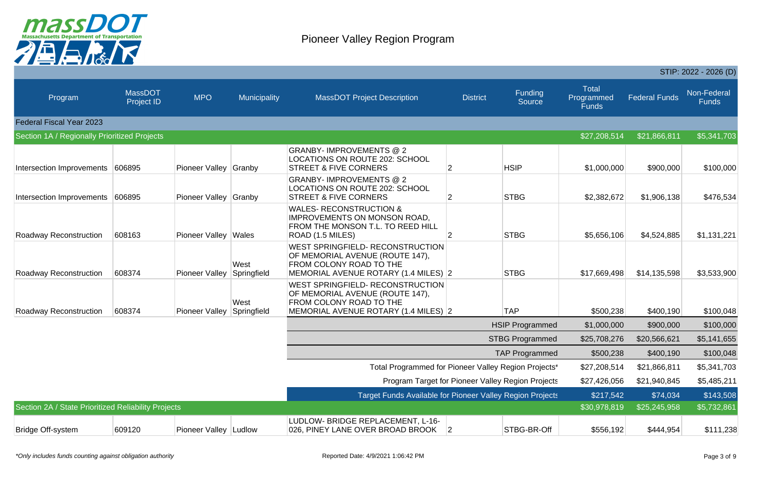# Pioneer Valley Region Program

STIP: 2022 - 2026 (D)

| Program | MassDOT Project ID | MPO | Municipality | MassDOT Project Description | District | Funding Source | Total Programmed Funds | Federal Funds | Non-Federal Funds |
|---|---|---|---|---|---|---|---|---|---|
| **Federal Fiscal Year 2023** | | | | | | | | | |
| **Section 1A / Regionally Prioritized Projects** | | | | | | | $27,208,514 | $21,866,811 | $5,341,703 |
| Intersection Improvements | 606895 | Pioneer Valley | Granby | GRANBY- IMPROVEMENTS @ 2 LOCATIONS ON ROUTE 202: SCHOOL STREET & FIVE CORNERS | 2 | HSIP | $1,000,000 | $900,000 | $100,000 |
| Intersection Improvements | 606895 | Pioneer Valley | Granby | GRANBY- IMPROVEMENTS @ 2 LOCATIONS ON ROUTE 202: SCHOOL STREET & FIVE CORNERS | 2 | STBG | $2,382,672 | $1,906,138 | $476,534 |
| Roadway Reconstruction | 608163 | Pioneer Valley | Wales | WALES- RECONSTRUCTION & IMPROVEMENTS ON MONSON ROAD, FROM THE MONSON T.L. TO REED HILL ROAD (1.5 MILES) | 2 | STBG | $5,656,106 | $4,524,885 | $1,131,221 |
| Roadway Reconstruction | 608374 | Pioneer Valley | West Springfield | WEST SPRINGFIELD- RECONSTRUCTION OF MEMORIAL AVENUE (ROUTE 147), FROM COLONY ROAD TO THE MEMORIAL AVENUE ROTARY (1.4 MILES) | 2 | STBG | $17,669,498 | $14,135,598 | $3,533,900 |
| Roadway Reconstruction | 608374 | Pioneer Valley | West Springfield | WEST SPRINGFIELD- RECONSTRUCTION OF MEMORIAL AVENUE (ROUTE 147), FROM COLONY ROAD TO THE MEMORIAL AVENUE ROTARY (1.4 MILES) | 2 | TAP | $500,238 | $400,190 | $100,048 |
| | | | | | | HSIP Programmed | $1,000,000 | $900,000 | $100,000 |
| | | | | | | STBG Programmed | $25,708,276 | $20,566,621 | $5,141,655 |
| | | | | | | TAP Programmed | $500,238 | $400,190 | $100,048 |
| | | | | Total Programmed for Pioneer Valley Region Projects* | | | $27,208,514 | $21,866,811 | $5,341,703 |
| | | | | Program Target for Pioneer Valley Region Projects | | | $27,426,056 | $21,940,845 | $5,485,211 |
| | | | | Target Funds Available for Pioneer Valley Region Projects | | | $217,542 | $74,034 | $143,508 |
| **Section 2A / State Prioritized Reliability Projects** | | | | | | | $30,978,819 | $25,245,958 | $5,732,861 |
| Bridge Off-system | 609120 | Pioneer Valley | Ludlow | LUDLOW- BRIDGE REPLACEMENT, L-16-026, PINEY LANE OVER BROAD BROOK | 2 | STBG-BR-Off | $556,192 | $444,954 | $111,238 |

*Only includes funds counting against obligation authority

Reported Date: 4/9/2021 1:06:42 PM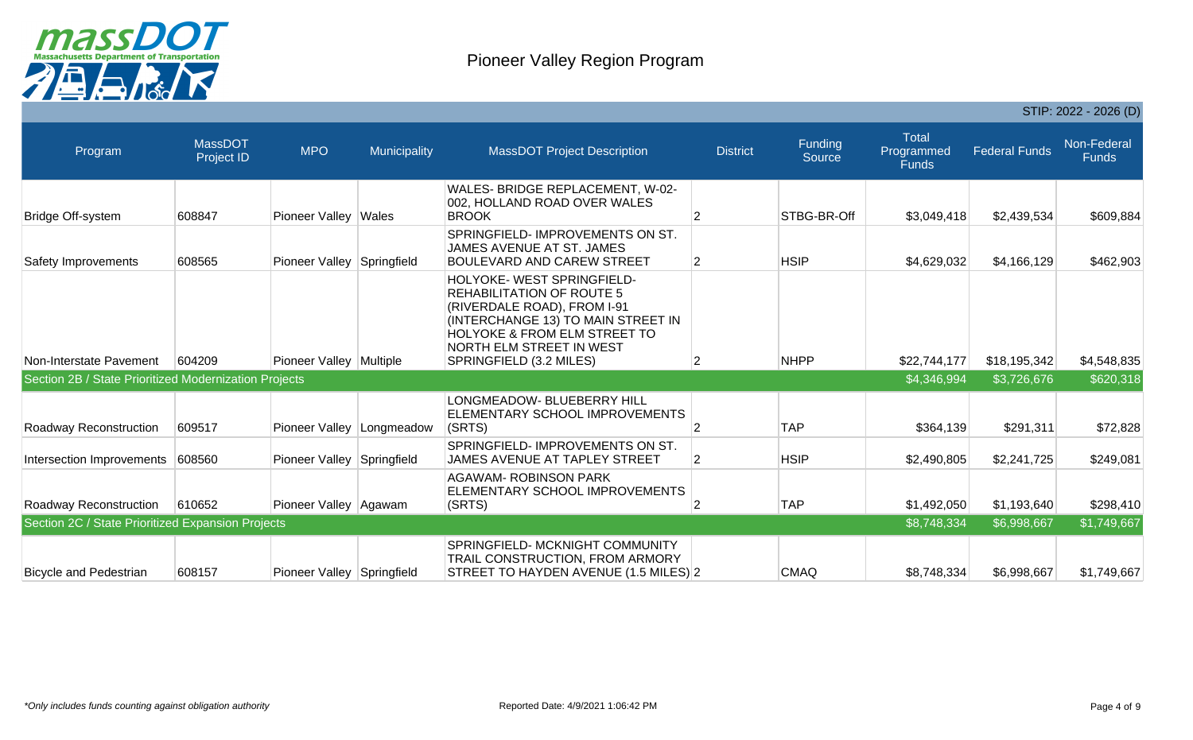# Pioneer Valley Region Program

STIP: 2022 - 2026 (D)

| Program | MassDOT Project ID | MPO | Municipality | MassDOT Project Description | District | Funding Source | Total Programmed Funds | Federal Funds | Non-Federal Funds |
|---|---|---|---|---|---|---|---|---|---|
| Bridge Off-system | 608847 | Pioneer Valley | Wales | WALES- BRIDGE REPLACEMENT, W-02-002, HOLLAND ROAD OVER WALES BROOK | 2 | STBG-BR-Off | $3,049,418 | $2,439,534 | $609,884 |
| Safety Improvements | 608565 | Pioneer Valley | Springfield | SPRINGFIELD- IMPROVEMENTS ON ST. JAMES AVENUE AT ST. JAMES BOULEVARD AND CAREW STREET | 2 | HSIP | $4,629,032 | $4,166,129 | $462,903 |
| Non-Interstate Pavement | 604209 | Pioneer Valley | Multiple | HOLYOKE- WEST SPRINGFIELD- REHABILITATION OF ROUTE 5 (RIVERDALE ROAD), FROM I-91 (INTERCHANGE 13) TO MAIN STREET IN HOLYOKE & FROM ELM STREET TO NORTH ELM STREET IN WEST SPRINGFIELD (3.2 MILES) | 2 | NHPP | $22,744,177 | $18,195,342 | $4,548,835 |
| **Section 2B / State Prioritized Modernization Projects** | | | | | | | **$4,346,994** | **$3,726,676** | **$620,318** |
| Roadway Reconstruction | 609517 | Pioneer Valley | Longmeadow | LONGMEADOW- BLUEBERRY HILL ELEMENTARY SCHOOL IMPROVEMENTS (SRTS) | 2 | TAP | $364,139 | $291,311 | $72,828 |
| Intersection Improvements | 608560 | Pioneer Valley | Springfield | SPRINGFIELD- IMPROVEMENTS ON ST. JAMES AVENUE AT TAPLEY STREET | 2 | HSIP | $2,490,805 | $2,241,725 | $249,081 |
| Roadway Reconstruction | 610652 | Pioneer Valley | Agawam | AGAWAM- ROBINSON PARK ELEMENTARY SCHOOL IMPROVEMENTS (SRTS) | 2 | TAP | $1,492,050 | $1,193,640 | $298,410 |
| **Section 2C / State Prioritized Expansion Projects** | | | | | | | **$8,748,334** | **$6,998,667** | **$1,749,667** |
| Bicycle and Pedestrian | 608157 | Pioneer Valley | Springfield | SPRINGFIELD- MCKNIGHT COMMUNITY TRAIL CONSTRUCTION, FROM ARMORY STREET TO HAYDEN AVENUE (1.5 MILES) | 2 | CMAQ | $8,748,334 | $6,998,667 | $1,749,667 |

*Only includes funds counting against obligation authority

Reported Date: 4/9/2021 1:06:42 PM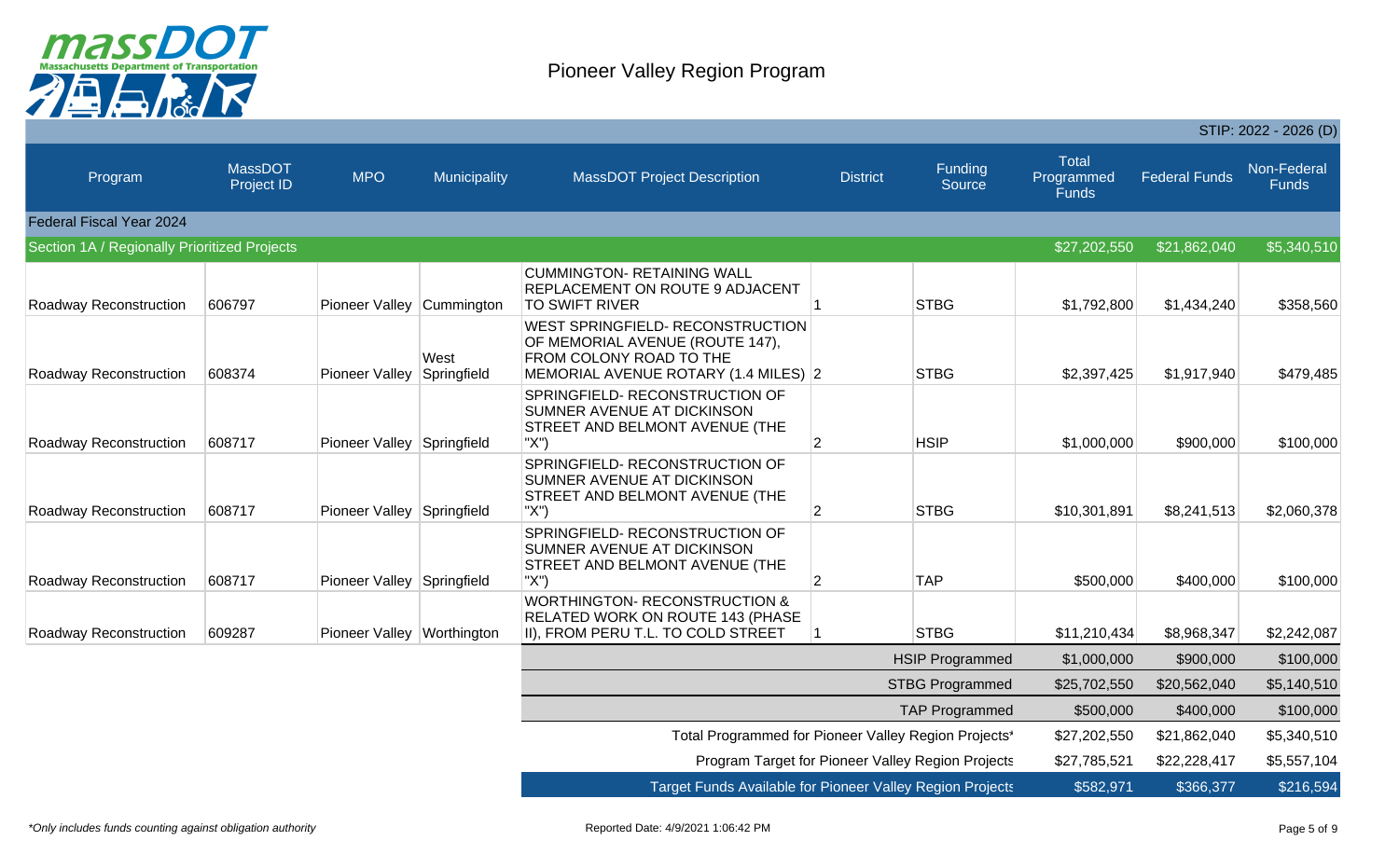# Pioneer Valley Region Program

STIP: 2022 - 2026 (D)

| Program | MassDOT Project ID | MPO | Municipality | MassDOT Project Description | District | Funding Source | Total Programmed Funds | Federal Funds | Non-Federal Funds |
|---|---|---|---|---|---|---|---|---|---|
| **Federal Fiscal Year 2024** | | | | | | | | | |
| **Section 1A / Regionally Prioritized Projects** | | | | | | | $27,202,550 | $21,862,040 | $5,340,510 |
| Roadway Reconstruction | 606797 | Pioneer Valley | Cummington | CUMMINGTON- RETAINING WALL REPLACEMENT ON ROUTE 9 ADJACENT TO SWIFT RIVER | 1 | STBG | $1,792,800 | $1,434,240 | $358,560 |
| Roadway Reconstruction | 608374 | Pioneer Valley | West Springfield | WEST SPRINGFIELD- RECONSTRUCTION OF MEMORIAL AVENUE (ROUTE 147), FROM COLONY ROAD TO THE MEMORIAL AVENUE ROTARY (1.4 MILES) | 2 | STBG | $2,397,425 | $1,917,940 | $479,485 |
| Roadway Reconstruction | 608717 | Pioneer Valley | Springfield | SPRINGFIELD- RECONSTRUCTION OF SUMNER AVENUE AT DICKINSON STREET AND BELMONT AVENUE (THE "X") | 2 | HSIP | $1,000,000 | $900,000 | $100,000 |
| Roadway Reconstruction | 608717 | Pioneer Valley | Springfield | SPRINGFIELD- RECONSTRUCTION OF SUMNER AVENUE AT DICKINSON STREET AND BELMONT AVENUE (THE "X") | 2 | STBG | $10,301,891 | $8,241,513 | $2,060,378 |
| Roadway Reconstruction | 608717 | Pioneer Valley | Springfield | SPRINGFIELD- RECONSTRUCTION OF SUMNER AVENUE AT DICKINSON STREET AND BELMONT AVENUE (THE "X") | 2 | TAP | $500,000 | $400,000 | $100,000 |
| Roadway Reconstruction | 609287 | Pioneer Valley | Worthington | WORTHINGTON- RECONSTRUCTION & RELATED WORK ON ROUTE 143 (PHASE II), FROM PERU T.L. TO COLD STREET | 1 | STBG | $11,210,434 | $8,968,347 | $2,242,087 |
| | | | | | | HSIP Programmed | $1,000,000 | $900,000 | $100,000 |
| | | | | | | STBG Programmed | $25,702,550 | $20,562,040 | $5,140,510 |
| | | | | | | TAP Programmed | $500,000 | $400,000 | $100,000 |
| | | | | | | Total Programmed for Pioneer Valley Region Projects* | $27,202,550 | $21,862,040 | $5,340,510 |
| | | | | | | Program Target for Pioneer Valley Region Projects | $27,785,521 | $22,228,417 | $5,557,104 |
| | | | | | | Target Funds Available for Pioneer Valley Region Projects | $582,971 | $366,377 | $216,594 |

*Only includes funds counting against obligation authority

Reported Date: 4/9/2021 1:06:42 PM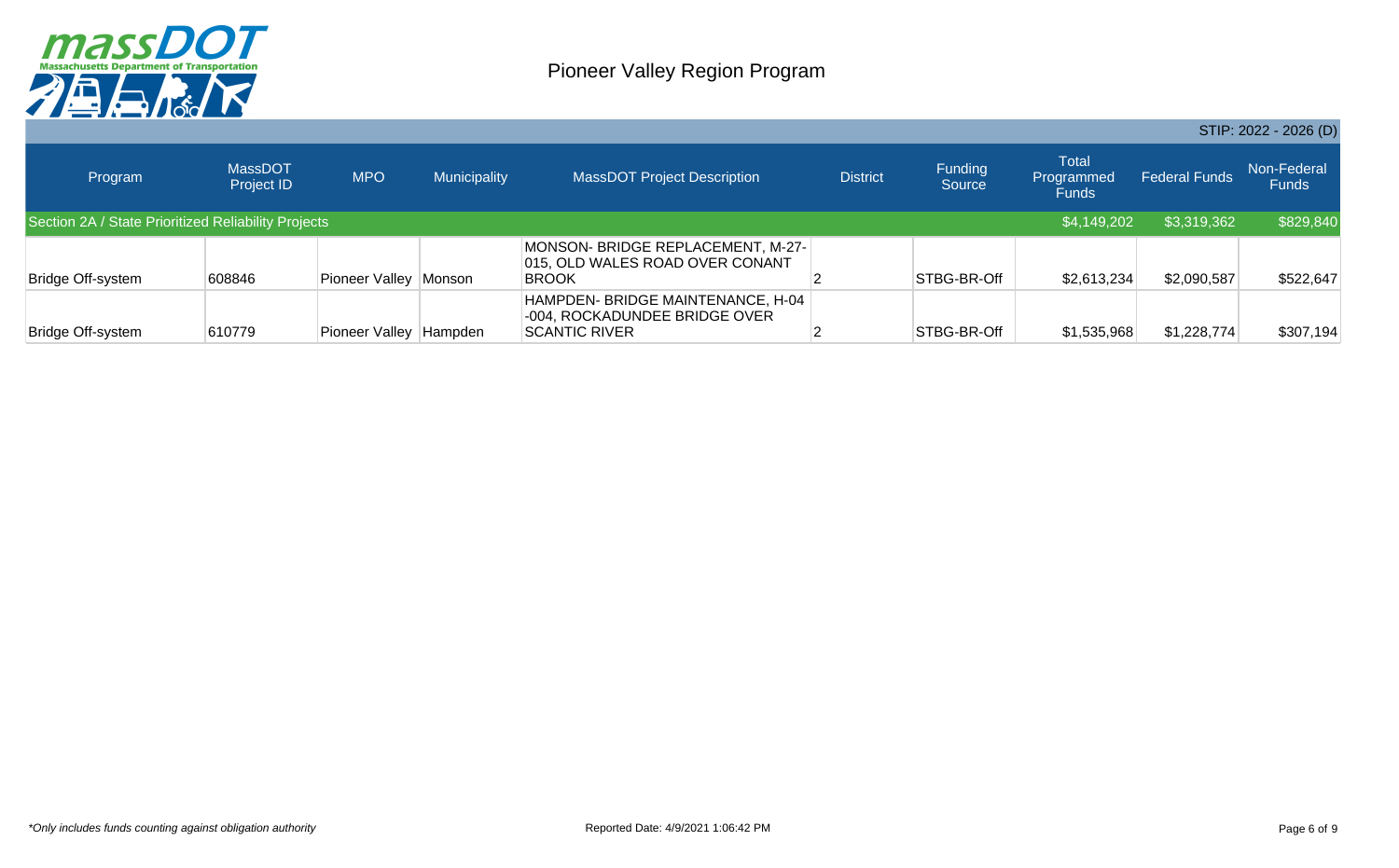# Pioneer Valley Region Program

STIP: 2022 - 2026 (D)

| Program | MassDOT Project ID | MPO | Municipality | MassDOT Project Description | District | Funding Source | Total Programmed Funds | Federal Funds | Non-Federal Funds |
|---|---|---|---|---|---|---|---|---|---|
| Section 2A / State Prioritized Reliability Projects | | | | | | | $4,149,202 | $3,319,362 | $829,840 |
| Bridge Off-system | 608846 | Pioneer Valley | Monson | MONSON- BRIDGE REPLACEMENT, M-27-015, OLD WALES ROAD OVER CONANT BROOK | 2 | STBG-BR-Off | $2,613,234 | $2,090,587 | $522,647 |
| Bridge Off-system | 610779 | Pioneer Valley | Hampden | HAMPDEN- BRIDGE MAINTENANCE, H-04-004, ROCKADUNDEE BRIDGE OVER SCANTIC RIVER | 2 | STBG-BR-Off | $1,535,968 | $1,228,774 | $307,194 |

*Only includes funds counting against obligation authority

Reported Date: 4/9/2021 1:06:42 PM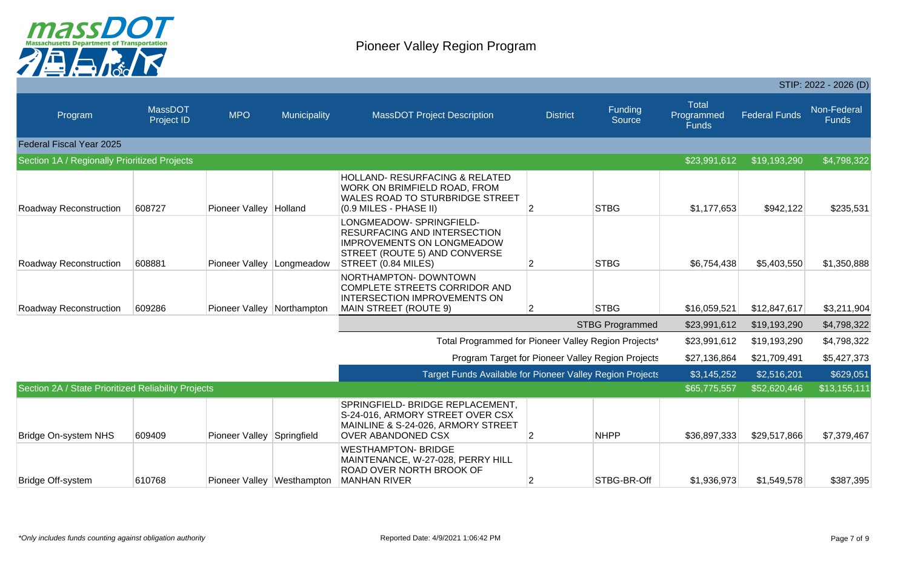# Pioneer Valley Region Program

STIP: 2022 - 2026 (D)

| Program | MassDOT Project ID | MPO | Municipality | MassDOT Project Description | District | Funding Source | Total Programmed Funds | Federal Funds | Non-Federal Funds |
|---|---|---|---|---|---|---|---|---|---|
| **Federal Fiscal Year 2025** | | | | | | | | | |
| **Section 1A / Regionally Prioritized Projects** | | | | | | | $23,991,612 | $19,193,290 | $4,798,322 |
| Roadway Reconstruction | 608727 | Pioneer Valley | Holland | HOLLAND- RESURFACING & RELATED WORK ON BRIMFIELD ROAD, FROM WALES ROAD TO STURBRIDGE STREET (0.9 MILES - PHASE II) | 2 | STBG | $1,177,653 | $942,122 | $235,531 |
| Roadway Reconstruction | 608881 | Pioneer Valley | Longmeadow | LONGMEADOW- SPRINGFIELD- RESURFACING AND INTERSECTION IMPROVEMENTS ON LONGMEADOW STREET (ROUTE 5) AND CONVERSE STREET (0.84 MILES) | 2 | STBG | $6,754,438 | $5,403,550 | $1,350,888 |
| Roadway Reconstruction | 609286 | Pioneer Valley | Northampton | NORTHAMPTON- DOWNTOWN COMPLETE STREETS CORRIDOR AND INTERSECTION IMPROVEMENTS ON MAIN STREET (ROUTE 9) | 2 | STBG | $16,059,521 | $12,847,617 | $3,211,904 |
| | | | | | | STBG Programmed | $23,991,612 | $19,193,290 | $4,798,322 |
| | | | | Total Programmed for Pioneer Valley Region Projects* | | | $23,991,612 | $19,193,290 | $4,798,322 |
| | | | | Program Target for Pioneer Valley Region Projects | | | $27,136,864 | $21,709,491 | $5,427,373 |
| | | | | Target Funds Available for Pioneer Valley Region Projects | | | $3,145,252 | $2,516,201 | $629,051 |
| **Section 2A / State Prioritized Reliability Projects** | | | | | | | $65,775,557 | $52,620,446 | $13,155,111 |
| Bridge On-system NHS | 609409 | Pioneer Valley | Springfield | SPRINGFIELD- BRIDGE REPLACEMENT, S-24-016, ARMORY STREET OVER CSX MAINLINE & S-24-026, ARMORY STREET OVER ABANDONED CSX | 2 | NHPP | $36,897,333 | $29,517,866 | $7,379,467 |
| Bridge Off-system | 610768 | Pioneer Valley | Westhampton | WESTHAMPTON- BRIDGE MAINTENANCE, W-27-028, PERRY HILL ROAD OVER NORTH BROOK OF MANHAN RIVER | 2 | STBG-BR-Off | $1,936,973 | $1,549,578 | $387,395 |

*Only includes funds counting against obligation authority

Reported Date: 4/9/2021 1:06:42 PM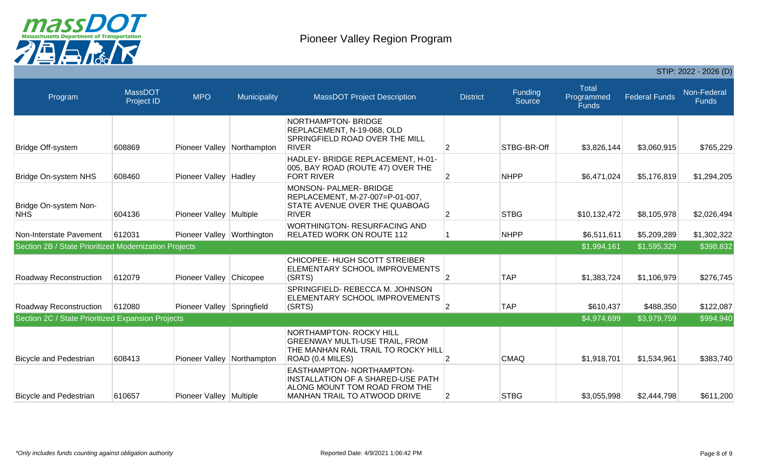# Pioneer Valley Region Program

STIP: 2022 - 2026 (D)

| Program | MassDOT Project ID | MPO | Municipality | MassDOT Project Description | District | Funding Source | Total Programmed Funds | Federal Funds | Non-Federal Funds |
|---|---|---|---|---|---|---|---|---|---|
| Bridge Off-system | 608869 | Pioneer Valley | Northampton | NORTHAMPTON- BRIDGE REPLACEMENT, N-19-068, OLD SPRINGFIELD ROAD OVER THE MILL RIVER | 2 | STBG-BR-Off | $3,826,144 | $3,060,915 | $765,229 |
| Bridge On-system NHS | 608460 | Pioneer Valley | Hadley | HADLEY- BRIDGE REPLACEMENT, H-01-005, BAY ROAD (ROUTE 47) OVER THE FORT RIVER | 2 | NHPP | $6,471,024 | $5,176,819 | $1,294,205 |
| Bridge On-system Non-NHS | 604136 | Pioneer Valley | Multiple | MONSON- PALMER- BRIDGE REPLACEMENT, M-27-007=P-01-007, STATE AVENUE OVER THE QUABOAG RIVER | 2 | STBG | $10,132,472 | $8,105,978 | $2,026,494 |
| Non-Interstate Pavement | 612031 | Pioneer Valley | Worthington | WORTHINGTON- RESURFACING AND RELATED WORK ON ROUTE 112 | 1 | NHPP | $6,511,611 | $5,209,289 | $1,302,322 |
| Section 2B / State Prioritized Modernization Projects | | | | | | | $1,994,161 | $1,595,329 | $398,832 |
| Roadway Reconstruction | 612079 | Pioneer Valley | Chicopee | CHICOPEE- HUGH SCOTT STREIBER ELEMENTARY SCHOOL IMPROVEMENTS (SRTS) | 2 | TAP | $1,383,724 | $1,106,979 | $276,745 |
| Roadway Reconstruction | 612080 | Pioneer Valley | Springfield | SPRINGFIELD- REBECCA M. JOHNSON ELEMENTARY SCHOOL IMPROVEMENTS (SRTS) | 2 | TAP | $610,437 | $488,350 | $122,087 |
| Section 2C / State Prioritized Expansion Projects | | | | | | | $4,974,699 | $3,979,759 | $994,940 |
| Bicycle and Pedestrian | 608413 | Pioneer Valley | Northampton | NORTHAMPTON- ROCKY HILL GREENWAY MULTI-USE TRAIL, FROM THE MANHAN RAIL TRAIL TO ROCKY HILL ROAD (0.4 MILES) | 2 | CMAQ | $1,918,701 | $1,534,961 | $383,740 |
| Bicycle and Pedestrian | 610657 | Pioneer Valley | Multiple | EASTHAMPTON- NORTHAMPTON- INSTALLATION OF A SHARED-USE PATH ALONG MOUNT TOM ROAD FROM THE MANHAN TRAIL TO ATWOOD DRIVE | 2 | STBG | $3,055,998 | $2,444,798 | $611,200 |

*Only includes funds counting against obligation authority

Reported Date: 4/9/2021 1:06:42 PM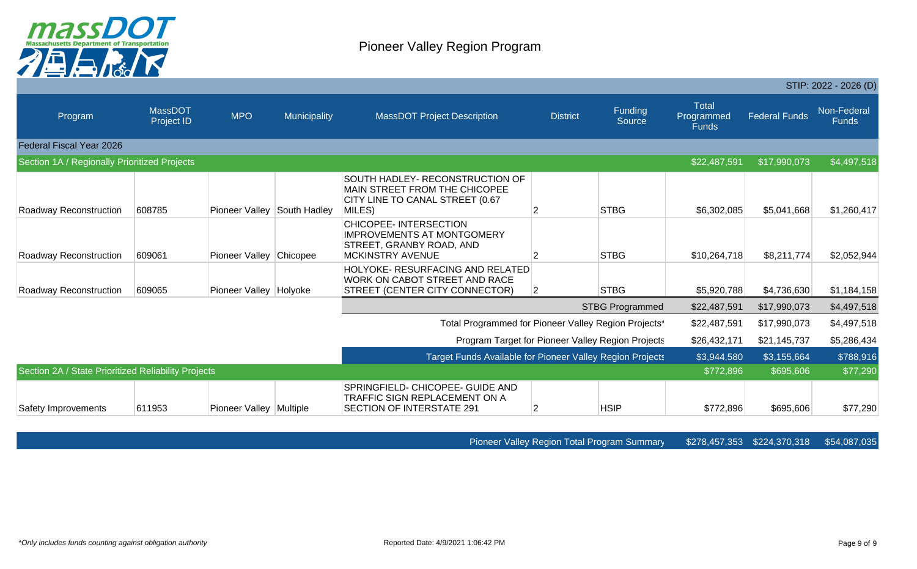# Pioneer Valley Region Program

STIP: 2022 - 2026 (D)

| Program | MassDOT Project ID | MPO | Municipality | MassDOT Project Description | District | Funding Source | Total Programmed Funds | Federal Funds | Non-Federal Funds |
|---|---|---|---|---|---|---|---|---|---|
| **Federal Fiscal Year 2026** | | | | | | | | | |
| **Section 1A / Regionally Prioritized Projects** | | | | | | | $22,487,591 | $17,990,073 | $4,497,518 |
| Roadway Reconstruction | 608785 | Pioneer Valley | South Hadley | SOUTH HADLEY- RECONSTRUCTION OF MAIN STREET FROM THE CHICOPEE CITY LINE TO CANAL STREET (0.67 MILES) | 2 | STBG | $6,302,085 | $5,041,668 | $1,260,417 |
| Roadway Reconstruction | 609061 | Pioneer Valley | Chicopee | CHICOPEE- INTERSECTION IMPROVEMENTS AT MONTGOMERY STREET, GRANBY ROAD, AND MCKINSTRY AVENUE | 2 | STBG | $10,264,718 | $8,211,774 | $2,052,944 |
| Roadway Reconstruction | 609065 | Pioneer Valley | Holyoke | HOLYOKE- RESURFACING AND RELATED WORK ON CABOT STREET AND RACE STREET (CENTER CITY CONNECTOR) | 2 | STBG | $5,920,788 | $4,736,630 | $1,184,158 |
| | | | | | | STBG Programmed | $22,487,591 | $17,990,073 | $4,497,518 |
| | | | | Total Programmed for Pioneer Valley Region Projects* | | | $22,487,591 | $17,990,073 | $4,497,518 |
| | | | | Program Target for Pioneer Valley Region Projects | | | $26,432,171 | $21,145,737 | $5,286,434 |
| | | | | Target Funds Available for Pioneer Valley Region Projects | | | $3,944,580 | $3,155,664 | $788,916 |
| **Section 2A / State Prioritized Reliability Projects** | | | | | | | $772,896 | $695,606 | $77,290 |
| Safety Improvements | 611953 | Pioneer Valley | Multiple | SPRINGFIELD- CHICOPEE- GUIDE AND TRAFFIC SIGN REPLACEMENT ON A SECTION OF INTERSTATE 291 | 2 | HSIP | $772,896 | $695,606 | $77,290 |
| | | | | Pioneer Valley Region Total Program Summary | | | $278,457,353 | $224,370,318 | $54,087,035 |

*Only includes funds counting against obligation authority

Reported Date: 4/9/2021 1:06:42 PM